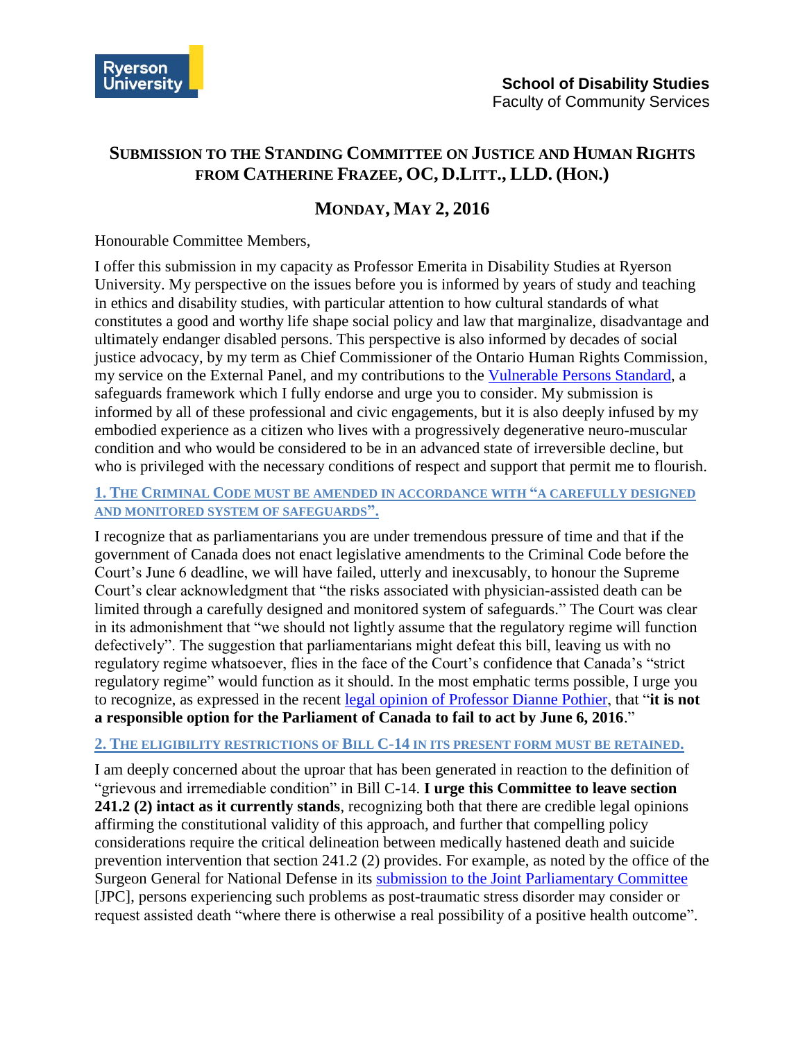Ryerson University

**School of Disability Studies**
Faculty of Community Services

## SUBMISSION TO THE STANDING COMMITTEE ON JUSTICE AND HUMAN RIGHTS FROM CATHERINE FRAZEE, OC, D.LITT., LLD. (HON.)

### MONDAY, MAY 2, 2016

Honourable Committee Members,

I offer this submission in my capacity as Professor Emerita in Disability Studies at Ryerson University. My perspective on the issues before you is informed by years of study and teaching in ethics and disability studies, with particular attention to how cultural standards of what constitutes a good and worthy life shape social policy and law that marginalize, disadvantage and ultimately endanger disabled persons. This perspective is also informed by decades of social justice advocacy, by my term as Chief Commissioner of the Ontario Human Rights Commission, my service on the External Panel, and my contributions to the Vulnerable Persons Standard, a safeguards framework which I fully endorse and urge you to consider. My submission is informed by all of these professional and civic engagements, but it is also deeply infused by my embodied experience as a citizen who lives with a progressively degenerative neuro-muscular condition and who would be considered to be in an advanced state of irreversible decline, but who is privileged with the necessary conditions of respect and support that permit me to flourish.

#### 1. THE CRIMINAL CODE MUST BE AMENDED IN ACCORDANCE WITH "A CAREFULLY DESIGNED AND MONITORED SYSTEM OF SAFEGUARDS".

I recognize that as parliamentarians you are under tremendous pressure of time and that if the government of Canada does not enact legislative amendments to the Criminal Code before the Court's June 6 deadline, we will have failed, utterly and inexcusably, to honour the Supreme Court's clear acknowledgment that "the risks associated with physician-assisted death can be limited through a carefully designed and monitored system of safeguards." The Court was clear in its admonishment that "we should not lightly assume that the regulatory regime will function defectively". The suggestion that parliamentarians might defeat this bill, leaving us with no regulatory regime whatsoever, flies in the face of the Court's confidence that Canada's "strict regulatory regime" would function as it should. In the most emphatic terms possible, I urge you to recognize, as expressed in the recent legal opinion of Professor Dianne Pothier, that "**it is not a responsible option for the Parliament of Canada to fail to act by June 6, 2016**."

#### 2. THE ELIGIBILITY RESTRICTIONS OF BILL C-14 IN ITS PRESENT FORM MUST BE RETAINED.

I am deeply concerned about the uproar that has been generated in reaction to the definition of "grievous and irremediable condition" in Bill C-14. **I urge this Committee to leave section 241.2 (2) intact as it currently stands**, recognizing both that there are credible legal opinions affirming the constitutional validity of this approach, and further that compelling policy considerations require the critical delineation between medically hastened death and suicide prevention intervention that section 241.2 (2) provides. For example, as noted by the office of the Surgeon General for National Defense in its submission to the Joint Parliamentary Committee [JPC], persons experiencing such problems as post-traumatic stress disorder may consider or request assisted death "where there is otherwise a real possibility of a positive health outcome".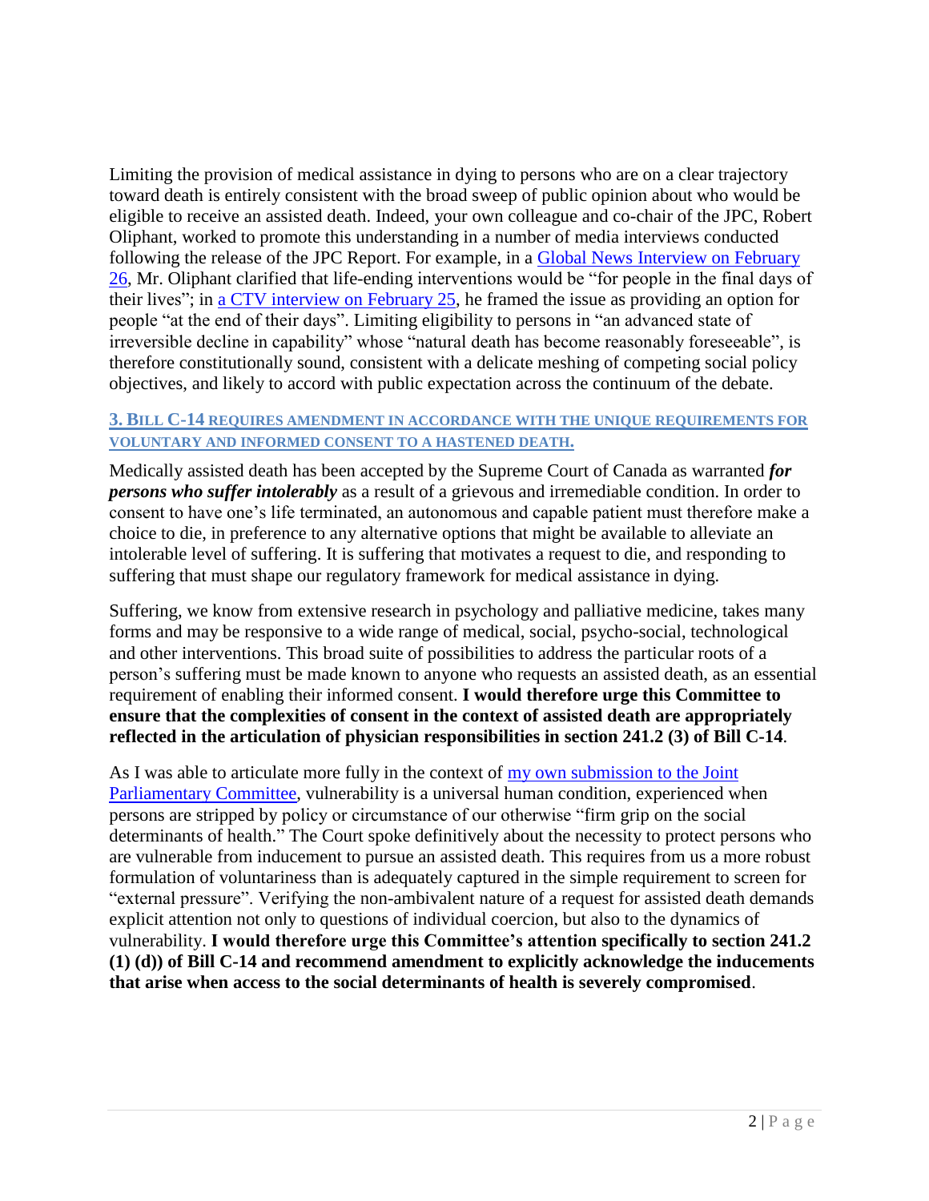Limiting the provision of medical assistance in dying to persons who are on a clear trajectory toward death is entirely consistent with the broad sweep of public opinion about who would be eligible to receive an assisted death. Indeed, your own colleague and co-chair of the JPC, Robert Oliphant, worked to promote this understanding in a number of media interviews conducted following the release of the JPC Report. For example, in a [Global News Interview on February 26](), Mr. Oliphant clarified that life-ending interventions would be "for people in the final days of their lives"; in [a CTV interview on February 25](), he framed the issue as providing an option for people "at the end of their days". Limiting eligibility to persons in "an advanced state of irreversible decline in capability" whose "natural death has become reasonably foreseeable", is therefore constitutionally sound, consistent with a delicate meshing of competing social policy objectives, and likely to accord with public expectation across the continuum of the debate.

### 3. Bill C-14 requires amendment in accordance with the unique requirements for voluntary and informed consent to a hastened death.

Medically assisted death has been accepted by the Supreme Court of Canada as warranted ***for persons who suffer intolerably*** as a result of a grievous and irremediable condition. In order to consent to have one's life terminated, an autonomous and capable patient must therefore make a choice to die, in preference to any alternative options that might be available to alleviate an intolerable level of suffering. It is suffering that motivates a request to die, and responding to suffering that must shape our regulatory framework for medical assistance in dying.

Suffering, we know from extensive research in psychology and palliative medicine, takes many forms and may be responsive to a wide range of medical, social, psycho-social, technological and other interventions. This broad suite of possibilities to address the particular roots of a person's suffering must be made known to anyone who requests an assisted death, as an essential requirement of enabling their informed consent. **I would therefore urge this Committee to ensure that the complexities of consent in the context of assisted death are appropriately reflected in the articulation of physician responsibilities in section 241.2 (3) of Bill C-14**.

As I was able to articulate more fully in the context of [my own submission to the Joint Parliamentary Committee](), vulnerability is a universal human condition, experienced when persons are stripped by policy or circumstance of our otherwise "firm grip on the social determinants of health." The Court spoke definitively about the necessity to protect persons who are vulnerable from inducement to pursue an assisted death. This requires from us a more robust formulation of voluntariness than is adequately captured in the simple requirement to screen for "external pressure". Verifying the non-ambivalent nature of a request for assisted death demands explicit attention not only to questions of individual coercion, but also to the dynamics of vulnerability. **I would therefore urge this Committee's attention specifically to section 241.2 (1) (d)) of Bill C-14 and recommend amendment to explicitly acknowledge the inducements that arise when access to the social determinants of health is severely compromised**.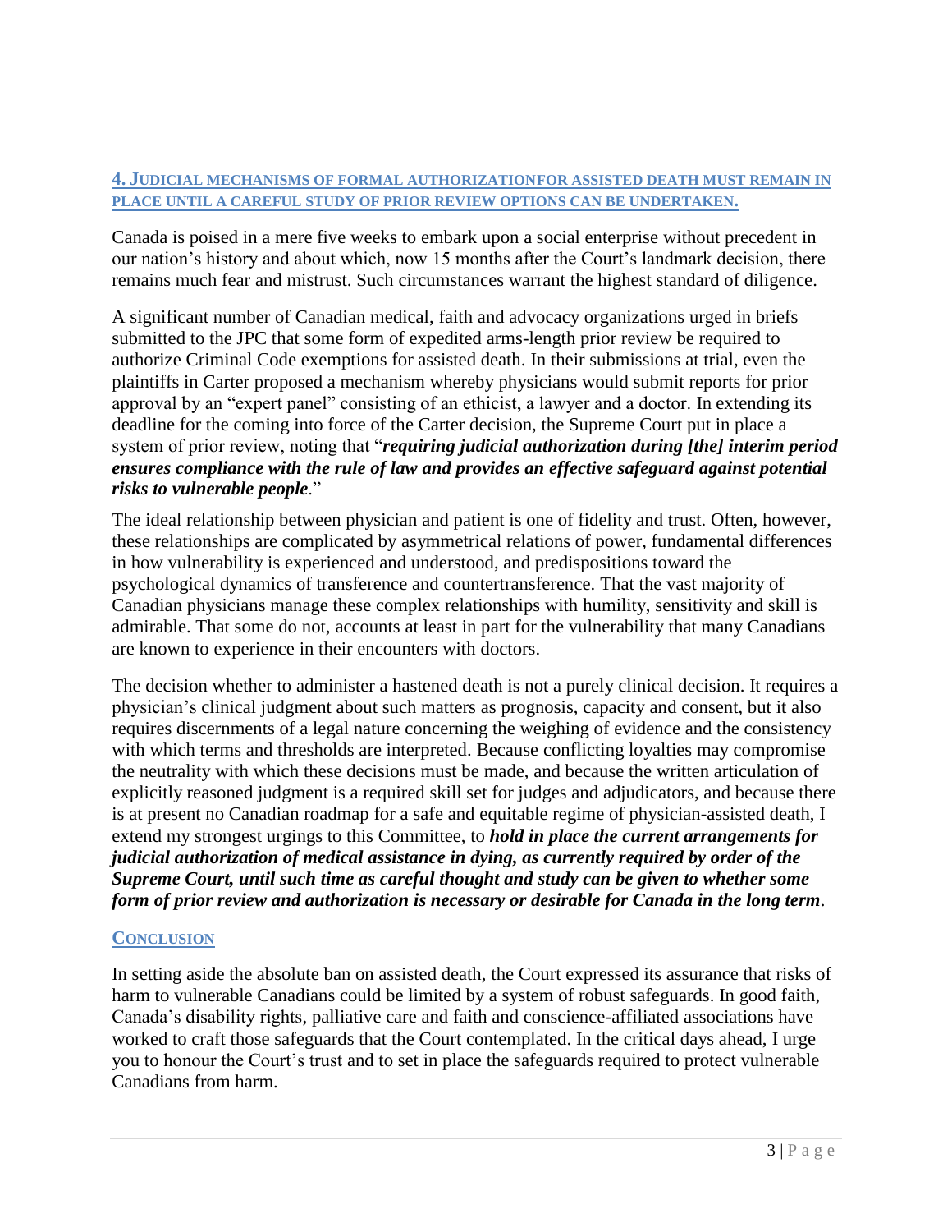## 4. Judicial mechanisms of formal authorizationfor assisted death must remain in place until a careful study of prior review options can be undertaken.

Canada is poised in a mere five weeks to embark upon a social enterprise without precedent in our nation's history and about which, now 15 months after the Court's landmark decision, there remains much fear and mistrust. Such circumstances warrant the highest standard of diligence.

A significant number of Canadian medical, faith and advocacy organizations urged in briefs submitted to the JPC that some form of expedited arms-length prior review be required to authorize Criminal Code exemptions for assisted death. In their submissions at trial, even the plaintiffs in Carter proposed a mechanism whereby physicians would submit reports for prior approval by an "expert panel" consisting of an ethicist, a lawyer and a doctor. In extending its deadline for the coming into force of the Carter decision, the Supreme Court put in place a system of prior review, noting that "***requiring judicial authorization during [the] interim period ensures compliance with the rule of law and provides an effective safeguard against potential risks to vulnerable people***."

The ideal relationship between physician and patient is one of fidelity and trust. Often, however, these relationships are complicated by asymmetrical relations of power, fundamental differences in how vulnerability is experienced and understood, and predispositions toward the psychological dynamics of transference and countertransference. That the vast majority of Canadian physicians manage these complex relationships with humility, sensitivity and skill is admirable. That some do not, accounts at least in part for the vulnerability that many Canadians are known to experience in their encounters with doctors.

The decision whether to administer a hastened death is not a purely clinical decision. It requires a physician's clinical judgment about such matters as prognosis, capacity and consent, but it also requires discernments of a legal nature concerning the weighing of evidence and the consistency with which terms and thresholds are interpreted. Because conflicting loyalties may compromise the neutrality with which these decisions must be made, and because the written articulation of explicitly reasoned judgment is a required skill set for judges and adjudicators, and because there is at present no Canadian roadmap for a safe and equitable regime of physician-assisted death, I extend my strongest urgings to this Committee, to ***hold in place the current arrangements for judicial authorization of medical assistance in dying, as currently required by order of the Supreme Court, until such time as careful thought and study can be given to whether some form of prior review and authorization is necessary or desirable for Canada in the long term***.

## Conclusion

In setting aside the absolute ban on assisted death, the Court expressed its assurance that risks of harm to vulnerable Canadians could be limited by a system of robust safeguards. In good faith, Canada's disability rights, palliative care and faith and conscience-affiliated associations have worked to craft those safeguards that the Court contemplated. In the critical days ahead, I urge you to honour the Court's trust and to set in place the safeguards required to protect vulnerable Canadians from harm.